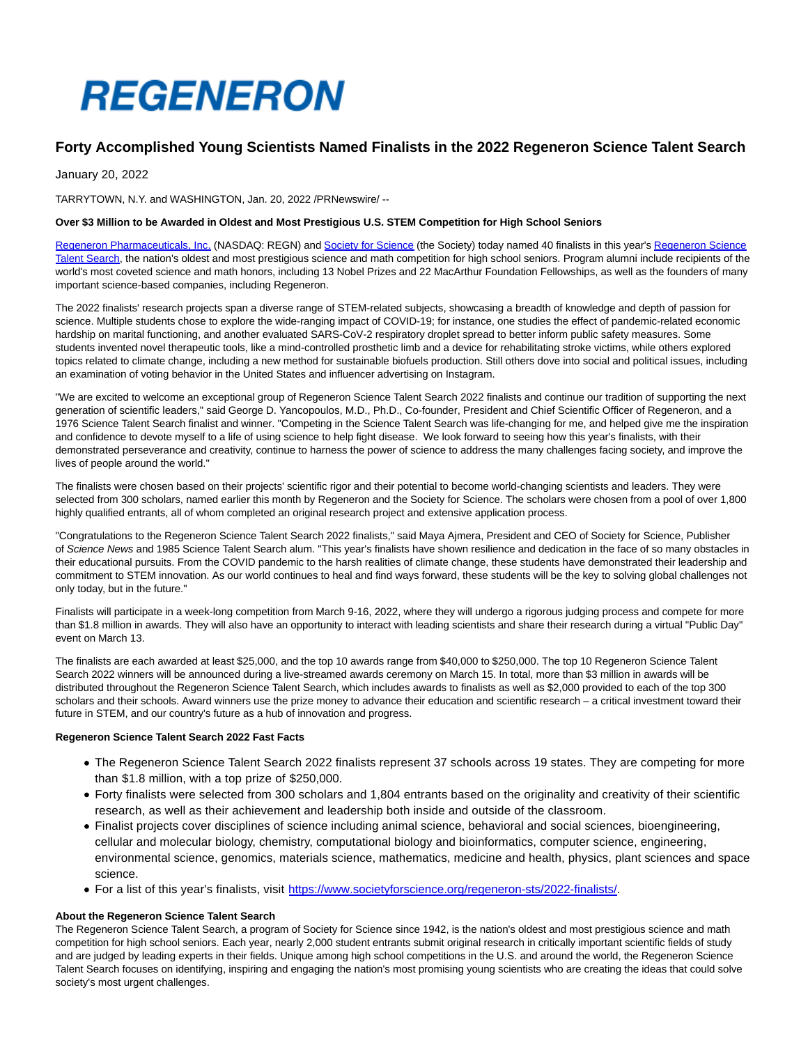# REGENERON

## Forty Accomplished Young Scientists Named Finalists in the 2022 Regeneron Science Talent Search

January 20, 2022

TARRYTOWN, N.Y. and WASHINGTON, Jan. 20, 2022 /PRNewswire/ --

**Over $3 Million to be Awarded in Oldest and Most Prestigious U.S. STEM Competition for High School Seniors**

Regeneron Pharmaceuticals, Inc. (NASDAQ: REGN) and Society for Science (the Society) today named 40 finalists in this year's Regeneron Science Talent Search, the nation's oldest and most prestigious science and math competition for high school seniors. Program alumni include recipients of the world's most coveted science and math honors, including 13 Nobel Prizes and 22 MacArthur Foundation Fellowships, as well as the founders of many important science-based companies, including Regeneron.

The 2022 finalists' research projects span a diverse range of STEM-related subjects, showcasing a breadth of knowledge and depth of passion for science. Multiple students chose to explore the wide-ranging impact of COVID-19; for instance, one studies the effect of pandemic-related economic hardship on marital functioning, and another evaluated SARS-CoV-2 respiratory droplet spread to better inform public safety measures. Some students invented novel therapeutic tools, like a mind-controlled prosthetic limb and a device for rehabilitating stroke victims, while others explored topics related to climate change, including a new method for sustainable biofuels production. Still others dove into social and political issues, including an examination of voting behavior in the United States and influencer advertising on Instagram.

"We are excited to welcome an exceptional group of Regeneron Science Talent Search 2022 finalists and continue our tradition of supporting the next generation of scientific leaders," said George D. Yancopoulos, M.D., Ph.D., Co-founder, President and Chief Scientific Officer of Regeneron, and a 1976 Science Talent Search finalist and winner. "Competing in the Science Talent Search was life-changing for me, and helped give me the inspiration and confidence to devote myself to a life of using science to help fight disease. We look forward to seeing how this year's finalists, with their demonstrated perseverance and creativity, continue to harness the power of science to address the many challenges facing society, and improve the lives of people around the world."

The finalists were chosen based on their projects' scientific rigor and their potential to become world-changing scientists and leaders. They were selected from 300 scholars, named earlier this month by Regeneron and the Society for Science. The scholars were chosen from a pool of over 1,800 highly qualified entrants, all of whom completed an original research project and extensive application process.

"Congratulations to the Regeneron Science Talent Search 2022 finalists," said Maya Ajmera, President and CEO of Society for Science, Publisher of *Science News* and 1985 Science Talent Search alum. "This year's finalists have shown resilience and dedication in the face of so many obstacles in their educational pursuits. From the COVID pandemic to the harsh realities of climate change, these students have demonstrated their leadership and commitment to STEM innovation. As our world continues to heal and find ways forward, these students will be the key to solving global challenges not only today, but in the future."

Finalists will participate in a week-long competition from March 9-16, 2022, where they will undergo a rigorous judging process and compete for more than $1.8 million in awards. They will also have an opportunity to interact with leading scientists and share their research during a virtual "Public Day" event on March 13.

The finalists are each awarded at least $25,000, and the top 10 awards range from $40,000 to $250,000. The top 10 Regeneron Science Talent Search 2022 winners will be announced during a live-streamed awards ceremony on March 15. In total, more than $3 million in awards will be distributed throughout the Regeneron Science Talent Search, which includes awards to finalists as well as $2,000 provided to each of the top 300 scholars and their schools. Award winners use the prize money to advance their education and scientific research – a critical investment toward their future in STEM, and our country's future as a hub of innovation and progress.

**Regeneron Science Talent Search 2022 Fast Facts**

- The Regeneron Science Talent Search 2022 finalists represent 37 schools across 19 states. They are competing for more than $1.8 million, with a top prize of $250,000.
- Forty finalists were selected from 300 scholars and 1,804 entrants based on the originality and creativity of their scientific research, as well as their achievement and leadership both inside and outside of the classroom.
- Finalist projects cover disciplines of science including animal science, behavioral and social sciences, bioengineering, cellular and molecular biology, chemistry, computational biology and bioinformatics, computer science, engineering, environmental science, genomics, materials science, mathematics, medicine and health, physics, plant sciences and space science.
- For a list of this year's finalists, visit https://www.societyforscience.org/regeneron-sts/2022-finalists/.

**About the Regeneron Science Talent Search**

The Regeneron Science Talent Search, a program of Society for Science since 1942, is the nation's oldest and most prestigious science and math competition for high school seniors. Each year, nearly 2,000 student entrants submit original research in critically important scientific fields of study and are judged by leading experts in their fields. Unique among high school competitions in the U.S. and around the world, the Regeneron Science Talent Search focuses on identifying, inspiring and engaging the nation's most promising young scientists who are creating the ideas that could solve society's most urgent challenges.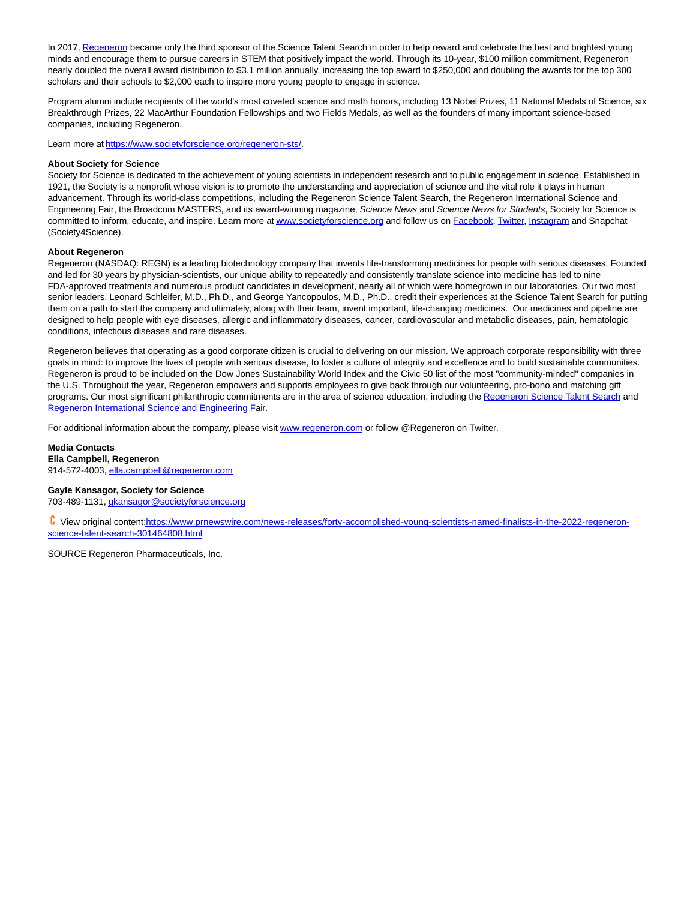In 2017, Regeneron became only the third sponsor of the Science Talent Search in order to help reward and celebrate the best and brightest young minds and encourage them to pursue careers in STEM that positively impact the world. Through its 10-year, $100 million commitment, Regeneron nearly doubled the overall award distribution to $3.1 million annually, increasing the top award to $250,000 and doubling the awards for the top 300 scholars and their schools to $2,000 each to inspire more young people to engage in science.

Program alumni include recipients of the world's most coveted science and math honors, including 13 Nobel Prizes, 11 National Medals of Science, six Breakthrough Prizes, 22 MacArthur Foundation Fellowships and two Fields Medals, as well as the founders of many important science-based companies, including Regeneron.

Learn more at https://www.societyforscience.org/regeneron-sts/.

**About Society for Science**
Society for Science is dedicated to the achievement of young scientists in independent research and to public engagement in science. Established in 1921, the Society is a nonprofit whose vision is to promote the understanding and appreciation of science and the vital role it plays in human advancement. Through its world-class competitions, including the Regeneron Science Talent Search, the Regeneron International Science and Engineering Fair, the Broadcom MASTERS, and its award-winning magazine, *Science News* and *Science News for Students*, Society for Science is committed to inform, educate, and inspire. Learn more at www.societyforscience.org and follow us on Facebook, Twitter, Instagram and Snapchat (Society4Science).

**About Regeneron**
Regeneron (NASDAQ: REGN) is a leading biotechnology company that invents life-transforming medicines for people with serious diseases. Founded and led for 30 years by physician-scientists, our unique ability to repeatedly and consistently translate science into medicine has led to nine FDA-approved treatments and numerous product candidates in development, nearly all of which were homegrown in our laboratories. Our two most senior leaders, Leonard Schleifer, M.D., Ph.D., and George Yancopoulos, M.D., Ph.D., credit their experiences at the Science Talent Search for putting them on a path to start the company and ultimately, along with their team, invent important, life-changing medicines. Our medicines and pipeline are designed to help people with eye diseases, allergic and inflammatory diseases, cancer, cardiovascular and metabolic diseases, pain, hematologic conditions, infectious diseases and rare diseases.

Regeneron believes that operating as a good corporate citizen is crucial to delivering on our mission. We approach corporate responsibility with three goals in mind: to improve the lives of people with serious disease, to foster a culture of integrity and excellence and to build sustainable communities. Regeneron is proud to be included on the Dow Jones Sustainability World Index and the Civic 50 list of the most "community-minded" companies in the U.S. Throughout the year, Regeneron empowers and supports employees to give back through our volunteering, pro-bono and matching gift programs. Our most significant philanthropic commitments are in the area of science education, including the Regeneron Science Talent Search and Regeneron International Science and Engineering Fair.

For additional information about the company, please visit www.regeneron.com or follow @Regeneron on Twitter.

**Media Contacts**
**Ella Campbell, Regeneron**
914-572-4003, ella.campbell@regeneron.com

**Gayle Kansagor, Society for Science**
703-489-1131, gkansagor@societyforscience.org

View original content:https://www.prnewswire.com/news-releases/forty-accomplished-young-scientists-named-finalists-in-the-2022-regeneron-science-talent-search-301464808.html

SOURCE Regeneron Pharmaceuticals, Inc.